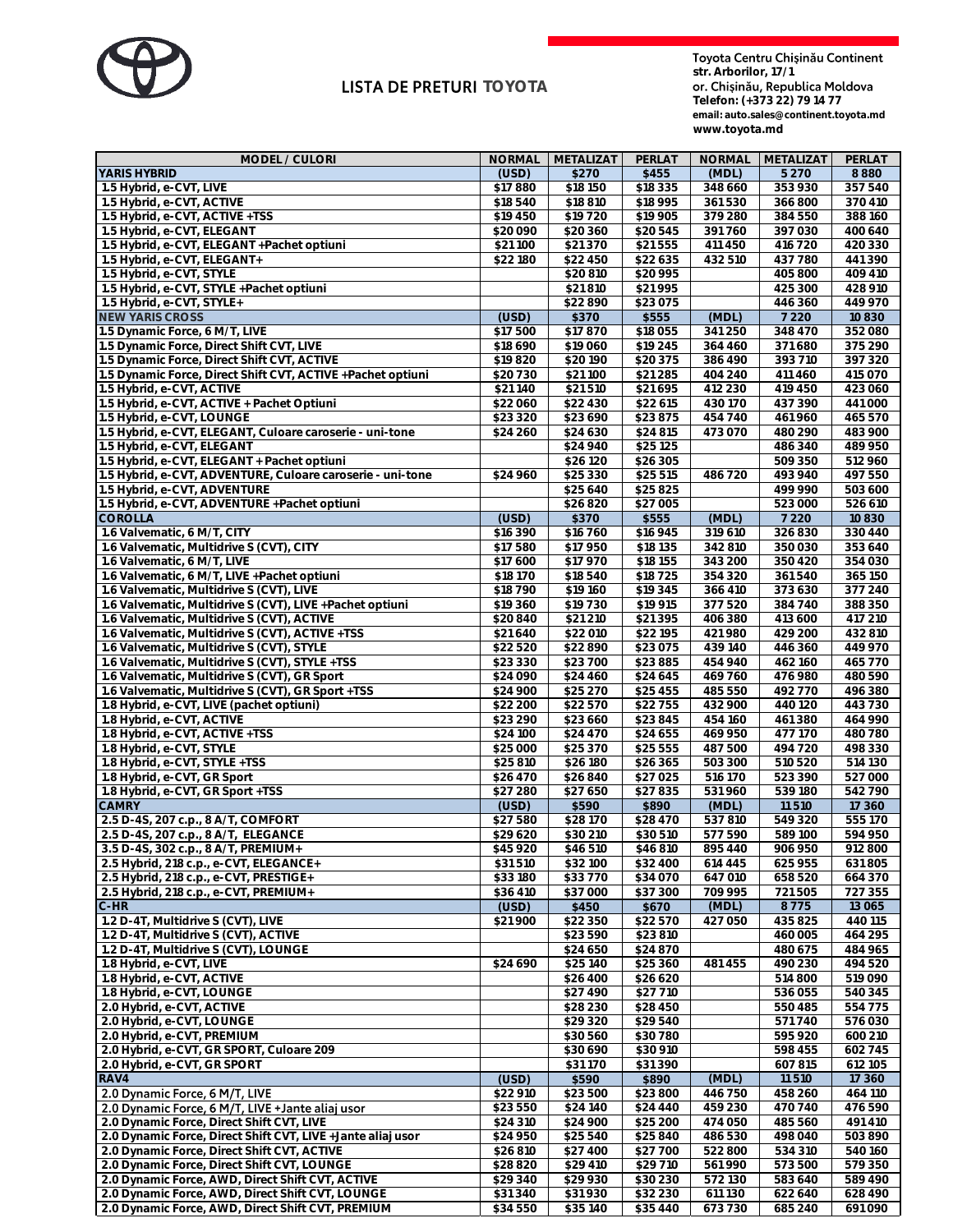# LISTA DE PRETURI TOYOTA

Toyota Centru Chișinău Continent
str. Arborilor, 17/1
or. Chișinău, Republica Moldova
Telefon: (+373 22) 79 14 77
email: auto.sales@continent.toyota.md
www.toyota.md

| MODEL / CULORI | NORMAL | METALIZAT | PERLAT | NORMAL | METALIZAT | PERLAT |
|---|---|---|---|---|---|---|
| **YARIS HYBRID** | (USD) | $270 | $455 | (MDL) | 5 270 | 8 880 |
| 1.5 Hybrid, e-CVT, LIVE | $17 880 | $18 150 | $18 335 | 348 660 | 353 930 | 357 540 |
| 1.5 Hybrid, e-CVT, ACTIVE | $18 540 | $18 810 | $18 995 | 361 530 | 366 800 | 370 410 |
| 1.5 Hybrid, e-CVT, ACTIVE +TSS | $19 450 | $19 720 | $19 905 | 379 280 | 384 550 | 388 160 |
| 1.5 Hybrid, e-CVT, ELEGANT | $20 090 | $20 360 | $20 545 | 391 760 | 397 030 | 400 640 |
| 1.5 Hybrid, e-CVT, ELEGANT +Pachet optiuni | $21 100 | $21 370 | $21 555 | 411 450 | 416 720 | 420 330 |
| 1.5 Hybrid, e-CVT, ELEGANT+ | $22 180 | $22 450 | $22 635 | 432 510 | 437 780 | 441 390 |
| 1.5 Hybrid, e-CVT, STYLE | | $20 810 | $20 995 | | 405 800 | 409 410 |
| 1.5 Hybrid, e-CVT, STYLE +Pachet optiuni | | $21 810 | $21 995 | | 425 300 | 428 910 |
| 1.5 Hybrid, e-CVT, STYLE+ | | $22 890 | $23 075 | | 446 360 | 449 970 |
| **NEW YARIS CROSS** | (USD) | $370 | $555 | (MDL) | 7 220 | 10 830 |
| 1.5 Dynamic Force, 6 M/T, LIVE | $17 500 | $17 870 | $18 055 | 341 250 | 348 470 | 352 080 |
| 1.5 Dynamic Force, Direct Shift CVT, LIVE | $18 690 | $19 060 | $19 245 | 364 460 | 371 680 | 375 290 |
| 1.5 Dynamic Force, Direct Shift CVT, ACTIVE | $19 820 | $20 190 | $20 375 | 386 490 | 393 710 | 397 320 |
| 1.5 Dynamic Force, Direct Shift CVT, ACTIVE +Pachet optiuni | $20 730 | $21 100 | $21 285 | 404 240 | 411 460 | 415 070 |
| 1.5 Hybrid, e-CVT, ACTIVE | $21 140 | $21 510 | $21 695 | 412 230 | 419 450 | 423 060 |
| 1.5 Hybrid, e-CVT, ACTIVE + Pachet Optiuni | $22 060 | $22 430 | $22 615 | 430 170 | 437 390 | 441 000 |
| 1.5 Hybrid, e-CVT, LOUNGE | $23 320 | $23 690 | $23 875 | 454 740 | 461 960 | 465 570 |
| 1.5 Hybrid, e-CVT, ELEGANT, Culoare caroserie - uni-tone | $24 260 | $24 630 | $24 815 | 473 070 | 480 290 | 483 900 |
| 1.5 Hybrid, e-CVT, ELEGANT | | $24 940 | $25 125 | | 486 340 | 489 950 |
| 1.5 Hybrid, e-CVT, ELEGANT + Pachet optiuni | | $26 120 | $26 305 | | 509 350 | 512 960 |
| 1.5 Hybrid, e-CVT, ADVENTURE, Culoare caroserie - uni-tone | $24 960 | $25 330 | $25 515 | 486 720 | 493 940 | 497 550 |
| 1.5 Hybrid, e-CVT, ADVENTURE | | $25 640 | $25 825 | | 499 990 | 503 600 |
| 1.5 Hybrid, e-CVT, ADVENTURE +Pachet optiuni | | $26 820 | $27 005 | | 523 000 | 526 610 |
| **COROLLA** | (USD) | $370 | $555 | (MDL) | 7 220 | 10 830 |
| 1.6 Valvematic, 6 M/T, CITY | $16 390 | $16 760 | $16 945 | 319 610 | 326 830 | 330 440 |
| 1.6 Valvematic, Multidrive S (CVT), CITY | $17 580 | $17 950 | $18 135 | 342 810 | 350 030 | 353 640 |
| 1.6 Valvematic, 6 M/T, LIVE | $17 600 | $17 970 | $18 155 | 343 200 | 350 420 | 354 030 |
| 1.6 Valvematic, 6 M/T, LIVE +Pachet optiuni | $18 170 | $18 540 | $18 725 | 354 320 | 361 540 | 365 150 |
| 1.6 Valvematic, Multidrive S (CVT), LIVE | $18 790 | $19 160 | $19 345 | 366 410 | 373 630 | 377 240 |
| 1.6 Valvematic, Multidrive S (CVT), LIVE +Pachet optiuni | $19 360 | $19 730 | $19 915 | 377 520 | 384 740 | 388 350 |
| 1.6 Valvematic, Multidrive S (CVT), ACTIVE | $20 840 | $21 210 | $21 395 | 406 380 | 413 600 | 417 210 |
| 1.6 Valvematic, Multidrive S (CVT), ACTIVE +TSS | $21 640 | $22 010 | $22 195 | 421 980 | 429 200 | 432 810 |
| 1.6 Valvematic, Multidrive S (CVT), STYLE | $22 520 | $22 890 | $23 075 | 439 140 | 446 360 | 449 970 |
| 1.6 Valvematic, Multidrive S (CVT), STYLE +TSS | $23 330 | $23 700 | $23 885 | 454 940 | 462 160 | 465 770 |
| 1.6 Valvematic, Multidrive S (CVT), GR Sport | $24 090 | $24 460 | $24 645 | 469 760 | 476 980 | 480 590 |
| 1.6 Valvematic, Multidrive S (CVT), GR Sport +TSS | $24 900 | $25 270 | $25 455 | 485 550 | 492 770 | 496 380 |
| 1.8 Hybrid, e-CVT, LIVE (pachet optiuni) | $22 200 | $22 570 | $22 755 | 432 900 | 440 120 | 443 730 |
| 1.8 Hybrid, e-CVT, ACTIVE | $23 290 | $23 660 | $23 845 | 454 160 | 461 380 | 464 990 |
| 1.8 Hybrid, e-CVT, ACTIVE +TSS | $24 100 | $24 470 | $24 655 | 469 950 | 477 170 | 480 780 |
| 1.8 Hybrid, e-CVT, STYLE | $25 000 | $25 370 | $25 555 | 487 500 | 494 720 | 498 330 |
| 1.8 Hybrid, e-CVT, STYLE +TSS | $25 810 | $26 180 | $26 365 | 503 300 | 510 520 | 514 130 |
| 1.8 Hybrid, e-CVT, GR Sport | $26 470 | $26 840 | $27 025 | 516 170 | 523 390 | 527 000 |
| 1.8 Hybrid, e-CVT, GR Sport +TSS | $27 280 | $27 650 | $27 835 | 531 960 | 539 180 | 542 790 |
| **CAMRY** | (USD) | $590 | $890 | (MDL) | 11 510 | 17 360 |
| 2.5 D-4S, 207 c.p., 8 A/T, COMFORT | $27 580 | $28 170 | $28 470 | 537 810 | 549 320 | 555 170 |
| 2.5 D-4S, 207 c.p., 8 A/T, ELEGANCE | $29 620 | $30 210 | $30 510 | 577 590 | 589 100 | 594 950 |
| 3.5 D-4S, 302 c.p., 8 A/T, PREMIUM+ | $45 920 | $46 510 | $46 810 | 895 440 | 906 950 | 912 800 |
| 2.5 Hybrid, 218 c.p., e-CVT, ELEGANCE+ | $31 510 | $32 100 | $32 400 | 614 445 | 625 955 | 631 805 |
| 2.5 Hybrid, 218 c.p., e-CVT, PRESTIGE+ | $33 180 | $33 770 | $34 070 | 647 010 | 658 520 | 664 370 |
| 2.5 Hybrid, 218 c.p., e-CVT, PREMIUM+ | $36 410 | $37 000 | $37 300 | 709 995 | 721 505 | 727 355 |
| **C-HR** | (USD) | $450 | $670 | (MDL) | 8 775 | 13 065 |
| 1.2 D-4T, Multidrive S (CVT), LIVE | $21 900 | $22 350 | $22 570 | 427 050 | 435 825 | 440 115 |
| 1.2 D-4T, Multidrive S (CVT), ACTIVE | | $23 590 | $23 810 | | 460 005 | 464 295 |
| 1.2 D-4T, Multidrive S (CVT), LOUNGE | | $24 650 | $24 870 | | 480 675 | 484 965 |
| 1.8 Hybrid, e-CVT, LIVE | $24 690 | $25 140 | $25 360 | 481 455 | 490 230 | 494 520 |
| 1.8 Hybrid, e-CVT, ACTIVE | | $26 400 | $26 620 | | 514 800 | 519 090 |
| 1.8 Hybrid, e-CVT, LOUNGE | | $27 490 | $27 710 | | 536 055 | 540 345 |
| 2.0 Hybrid, e-CVT, ACTIVE | | $28 230 | $28 450 | | 550 485 | 554 775 |
| 2.0 Hybrid, e-CVT, LOUNGE | | $29 320 | $29 540 | | 571 740 | 576 030 |
| 2.0 Hybrid, e-CVT, PREMIUM | | $30 560 | $30 780 | | 595 920 | 600 210 |
| 2.0 Hybrid, e-CVT, GR SPORT, Culoare 209 | | $30 690 | $30 910 | | 598 455 | 602 745 |
| 2.0 Hybrid, e-CVT, GR SPORT | | $31 170 | $31 390 | | 607 815 | 612 105 |
| **RAV4** | (USD) | $590 | $890 | (MDL) | 11 510 | 17 360 |
| 2.0 Dynamic Force, 6 M/T, LIVE | $22 910 | $23 500 | $23 800 | 446 750 | 458 260 | 464 110 |
| 2.0 Dynamic Force, 6 M/T, LIVE +Jante aliaj usor | $23 550 | $24 140 | $24 440 | 459 230 | 470 740 | 476 590 |
| 2.0 Dynamic Force, Direct Shift CVT, LIVE | $24 310 | $24 900 | $25 200 | 474 050 | 485 560 | 491 410 |
| 2.0 Dynamic Force, Direct Shift CVT, LIVE +Jante aliaj usor | $24 950 | $25 540 | $25 840 | 486 530 | 498 040 | 503 890 |
| 2.0 Dynamic Force, Direct Shift CVT, ACTIVE | $26 810 | $27 400 | $27 700 | 522 800 | 534 310 | 540 160 |
| 2.0 Dynamic Force, Direct Shift CVT, LOUNGE | $28 820 | $29 410 | $29 710 | 561 990 | 573 500 | 579 350 |
| 2.0 Dynamic Force, AWD, Direct Shift CVT, ACTIVE | $29 340 | $29 930 | $30 230 | 572 130 | 583 640 | 589 490 |
| 2.0 Dynamic Force, AWD, Direct Shift CVT, LOUNGE | $31 340 | $31 930 | $32 230 | 611 130 | 622 640 | 628 490 |
| 2.0 Dynamic Force, AWD, Direct Shift CVT, PREMIUM | $34 550 | $35 140 | $35 440 | 673 730 | 685 240 | 691 090 |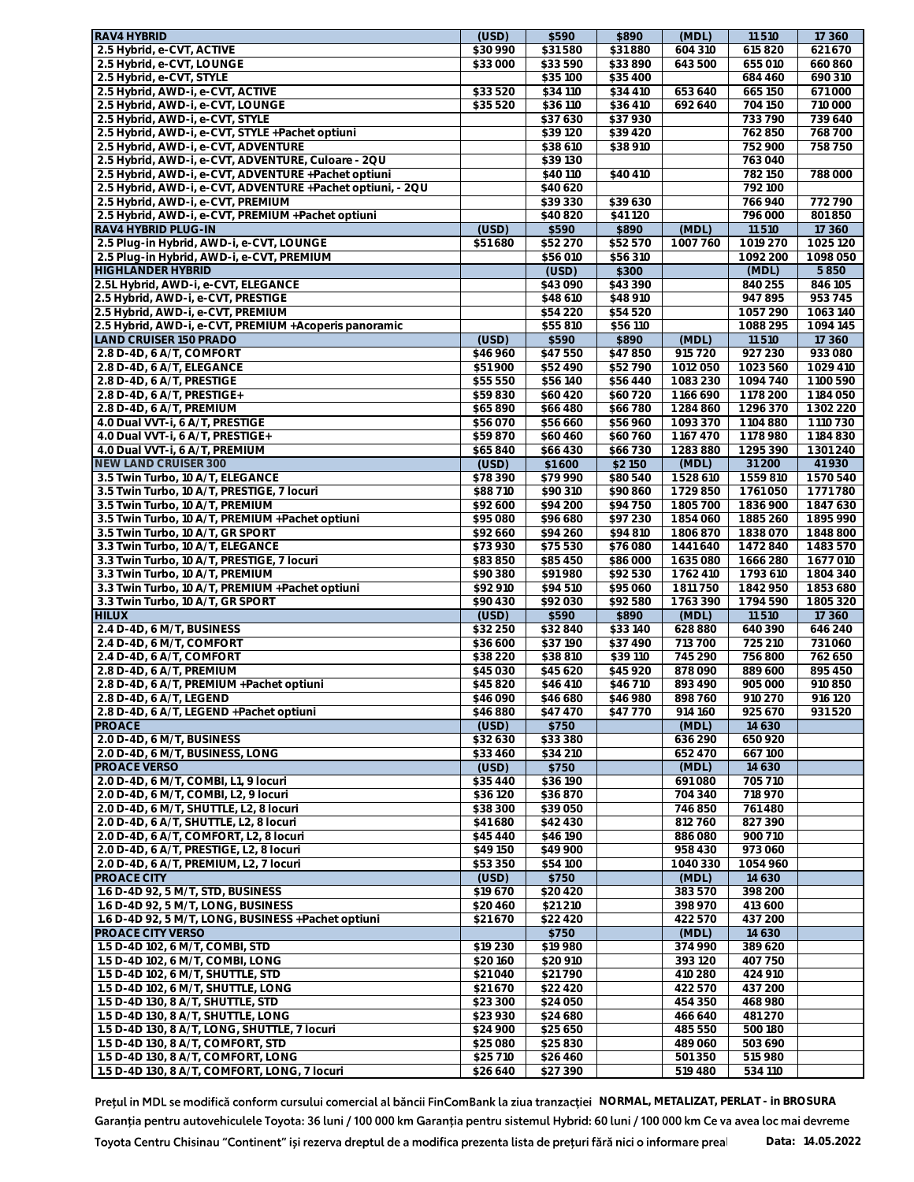| RAV4 HYBRID | (USD) | $590 | $890 | (MDL) | 11 510 | 17 360 |
|---|---|---|---|---|---|---|
| 2.5 Hybrid, e-CVT, ACTIVE | $30 990 | $31 580 | $31 880 | 604 310 | 615 820 | 621 670 |
| 2.5 Hybrid, e-CVT, LOUNGE | $33 000 | $33 590 | $33 890 | 643 500 | 655 010 | 660 860 |
| 2.5 Hybrid, e-CVT, STYLE | | $35 100 | $35 400 | | 684 460 | 690 310 |
| 2.5 Hybrid, AWD-i, e-CVT, ACTIVE | $33 520 | $34 110 | $34 410 | 653 640 | 665 150 | 671 000 |
| 2.5 Hybrid, AWD-i, e-CVT, LOUNGE | $35 520 | $36 110 | $36 410 | 692 640 | 704 150 | 710 000 |
| 2.5 Hybrid, AWD-i, e-CVT, STYLE | | $37 630 | $37 930 | | 733 790 | 739 640 |
| 2.5 Hybrid, AWD-i, e-CVT, STYLE +Pachet optiuni | | $39 120 | $39 420 | | 762 850 | 768 700 |
| 2.5 Hybrid, AWD-i, e-CVT, ADVENTURE | | $38 610 | $38 910 | | 752 900 | 758 750 |
| 2.5 Hybrid, AWD-i, e-CVT, ADVENTURE, Culoare - 2QU | | $39 130 | | | 763 040 | |
| 2.5 Hybrid, AWD-i, e-CVT, ADVENTURE +Pachet optiuni | | $40 110 | $40 410 | | 782 150 | 788 000 |
| 2.5 Hybrid, AWD-i, e-CVT, ADVENTURE +Pachet optiuni, - 2QU | | $40 620 | | | 792 100 | |
| 2.5 Hybrid, AWD-i, e-CVT, PREMIUM | | $39 330 | $39 630 | | 766 940 | 772 790 |
| 2.5 Hybrid, AWD-i, e-CVT, PREMIUM +Pachet optiuni | | $40 820 | $41 120 | | 796 000 | 801 850 |
| **RAV4 HYBRID PLUG-IN** | **(USD)** | **$590** | **$890** | **(MDL)** | **11 510** | **17 360** |
| 2.5 Plug-in Hybrid, AWD-i, e-CVT, LOUNGE | $51 680 | $52 270 | $52 570 | 1 007 760 | 1 019 270 | 1 025 120 |
| 2.5 Plug-in Hybrid, AWD-i, e-CVT, PREMIUM | | $56 010 | $56 310 | | 1 092 200 | 1 098 050 |
| **HIGHLANDER HYBRID** | | **(USD)** | **$300** | | **(MDL)** | **5 850** |
| 2.5L Hybrid, AWD-i, e-CVT, ELEGANCE | | $43 090 | $43 390 | | 840 255 | 846 105 |
| 2.5 Hybrid, AWD-i, e-CVT, PRESTIGE | | $48 610 | $48 910 | | 947 895 | 953 745 |
| 2.5 Hybrid, AWD-i, e-CVT, PREMIUM | | $54 220 | $54 520 | | 1 057 290 | 1 063 140 |
| 2.5 Hybrid, AWD-i, e-CVT, PREMIUM +Acoperis panoramic | | $55 810 | $56 110 | | 1 088 295 | 1 094 145 |
| **LAND CRUISER 150 PRADO** | **(USD)** | **$590** | **$890** | **(MDL)** | **11 510** | **17 360** |
| 2.8 D-4D, 6 A/T, COMFORT | $46 960 | $47 550 | $47 850 | 915 720 | 927 230 | 933 080 |
| 2.8 D-4D, 6 A/T, ELEGANCE | $51 900 | $52 490 | $52 790 | 1 012 050 | 1 023 560 | 1 029 410 |
| 2.8 D-4D, 6 A/T, PRESTIGE | $55 550 | $56 140 | $56 440 | 1 083 230 | 1 094 740 | 1 100 590 |
| 2.8 D-4D, 6 A/T, PRESTIGE+ | $59 830 | $60 420 | $60 720 | 1 166 690 | 1 178 200 | 1 184 050 |
| 2.8 D-4D, 6 A/T, PREMIUM | $65 890 | $66 480 | $66 780 | 1 284 860 | 1 296 370 | 1 302 220 |
| 4.0 Dual VVT-i, 6 A/T, PRESTIGE | $56 070 | $56 660 | $56 960 | 1 093 370 | 1 104 880 | 1 110 730 |
| 4.0 Dual VVT-i, 6 A/T, PRESTIGE+ | $59 870 | $60 460 | $60 760 | 1 167 470 | 1 178 980 | 1 184 830 |
| 4.0 Dual VVT-i, 6 A/T, PREMIUM | $65 840 | $66 430 | $66 730 | 1 283 880 | 1 295 390 | 1 301 240 |
| **NEW LAND CRUISER 300** | **(USD)** | **$1 600** | **$2 150** | **(MDL)** | **31 200** | **41 930** |
| 3.5 Twin Turbo, 10 A/T, ELEGANCE | $78 390 | $79 990 | $80 540 | 1 528 610 | 1 559 810 | 1 570 540 |
| 3.5 Twin Turbo, 10 A/T, PRESTIGE, 7 locuri | $88 710 | $90 310 | $90 860 | 1 729 850 | 1 761 050 | 1 771 780 |
| 3.5 Twin Turbo, 10 A/T, PREMIUM | $92 600 | $94 200 | $94 750 | 1 805 700 | 1 836 900 | 1 847 630 |
| 3.5 Twin Turbo, 10 A/T, PREMIUM +Pachet optiuni | $95 080 | $96 680 | $97 230 | 1 854 060 | 1 885 260 | 1 895 990 |
| 3.5 Twin Turbo, 10 A/T, GR SPORT | $92 660 | $94 260 | $94 810 | 1 806 870 | 1 838 070 | 1 848 800 |
| 3.3 Twin Turbo, 10 A/T, ELEGANCE | $73 930 | $75 530 | $76 080 | 1 441 640 | 1 472 840 | 1 483 570 |
| 3.3 Twin Turbo, 10 A/T, PRESTIGE, 7 locuri | $83 850 | $85 450 | $86 000 | 1 635 080 | 1 666 280 | 1 677 010 |
| 3.3 Twin Turbo, 10 A/T, PREMIUM | $90 380 | $91 980 | $92 530 | 1 762 410 | 1 793 610 | 1 804 340 |
| 3.3 Twin Turbo, 10 A/T, PREMIUM +Pachet optiuni | $92 910 | $94 510 | $95 060 | 1 811 750 | 1 842 950 | 1 853 680 |
| 3.3 Twin Turbo, 10 A/T, GR SPORT | $90 430 | $92 030 | $92 580 | 1 763 390 | 1 794 590 | 1 805 320 |
| **HILUX** | **(USD)** | **$590** | **$890** | **(MDL)** | **11 510** | **17 360** |
| 2.4 D-4D, 6 M/T, BUSINESS | $32 250 | $32 840 | $33 140 | 628 880 | 640 390 | 646 240 |
| 2.4 D-4D, 6 M/T, COMFORT | $36 600 | $37 190 | $37 490 | 713 700 | 725 210 | 731 060 |
| 2.4 D-4D, 6 A/T, COMFORT | $38 220 | $38 810 | $39 110 | 745 290 | 756 800 | 762 650 |
| 2.8 D-4D, 6 A/T, PREMIUM | $45 030 | $45 620 | $45 920 | 878 090 | 889 600 | 895 450 |
| 2.8 D-4D, 6 A/T, PREMIUM +Pachet optiuni | $45 820 | $46 410 | $46 710 | 893 490 | 905 000 | 910 850 |
| 2.8 D-4D, 6 A/T, LEGEND | $46 090 | $46 680 | $46 980 | 898 760 | 910 270 | 916 120 |
| 2.8 D-4D, 6 A/T, LEGEND +Pachet optiuni | $46 880 | $47 470 | $47 770 | 914 160 | 925 670 | 931 520 |
| **PROACE** | **(USD)** | **$750** | | **(MDL)** | **14 630** | |
| 2.0 D-4D, 6 M/T, BUSINESS | $32 630 | $33 380 | | 636 290 | 650 920 | |
| 2.0 D-4D, 6 M/T, BUSINESS, LONG | $33 460 | $34 210 | | 652 470 | 667 100 | |
| **PROACE VERSO** | **(USD)** | **$750** | | **(MDL)** | **14 630** | |
| 2.0 D-4D, 6 M/T, COMBI, L1, 9 locuri | $35 440 | $36 190 | | 691 080 | 705 710 | |
| 2.0 D-4D, 6 M/T, COMBI, L2, 9 locuri | $36 120 | $36 870 | | 704 340 | 718 970 | |
| 2.0 D-4D, 6 M/T, SHUTTLE, L2, 8 locuri | $38 300 | $39 050 | | 746 850 | 761 480 | |
| 2.0 D-4D, 6 A/T, SHUTTLE, L2, 8 locuri | $41 680 | $42 430 | | 812 760 | 827 390 | |
| 2.0 D-4D, 6 A/T, COMFORT, L2, 8 locuri | $45 440 | $46 190 | | 886 080 | 900 710 | |
| 2.0 D-4D, 6 A/T, PRESTIGE, L2, 8 locuri | $49 150 | $49 900 | | 958 430 | 973 060 | |
| 2.0 D-4D, 6 A/T, PREMIUM, L2, 7 locuri | $53 350 | $54 100 | | 1 040 330 | 1 054 960 | |
| **PROACE CITY** | **(USD)** | **$750** | | **(MDL)** | **14 630** | |
| 1.6 D-4D 92, 5 M/T, STD, BUSINESS | $19 670 | $20 420 | | 383 570 | 398 200 | |
| 1.6 D-4D 92, 5 M/T, LONG, BUSINESS | $20 460 | $21 210 | | 398 970 | 413 600 | |
| 1.6 D-4D 92, 5 M/T, LONG, BUSINESS +Pachet optiuni | $21 670 | $22 420 | | 422 570 | 437 200 | |
| **PROACE CITY VERSO** | | **$750** | | **(MDL)** | **14 630** | |
| 1.5 D-4D 102, 6 M/T, COMBI, STD | $19 230 | $19 980 | | 374 990 | 389 620 | |
| 1.5 D-4D 102, 6 M/T, COMBI, LONG | $20 160 | $20 910 | | 393 120 | 407 750 | |
| 1.5 D-4D 102, 6 M/T, SHUTTLE, STD | $21 040 | $21 790 | | 410 280 | 424 910 | |
| 1.5 D-4D 102, 6 M/T, SHUTTLE, LONG | $21 670 | $22 420 | | 422 570 | 437 200 | |
| 1.5 D-4D 130, 8 A/T, SHUTTLE, STD | $23 300 | $24 050 | | 454 350 | 468 980 | |
| 1.5 D-4D 130, 8 A/T, SHUTTLE, LONG | $23 930 | $24 680 | | 466 640 | 481 270 | |
| 1.5 D-4D 130, 8 A/T, LONG, SHUTTLE, 7 locuri | $24 900 | $25 650 | | 485 550 | 500 180 | |
| 1.5 D-4D 130, 8 A/T, COMFORT, STD | $25 080 | $25 830 | | 489 060 | 503 690 | |
| 1.5 D-4D 130, 8 A/T, COMFORT, LONG | $25 710 | $26 460 | | 501 350 | 515 980 | |
| 1.5 D-4D 130, 8 A/T, COMFORT, LONG, 7 locuri | $26 640 | $27 390 | | 519 480 | 534 110 | |

Prețul in MDL se modifică conform cursului comercial al băncii FinComBank la ziua tranzacției **NORMAL, METALIZAT, PERLAT - în BROSURA**

Garanția pentru autovehiculele Toyota: 36 luni / 100 000 km Garanția pentru sistemul Hybrid: 60 luni / 100 000 km Ce va avea loc mai devreme

Toyota Centru Chisinau "Continent" își rezerva dreptul de a modifica prezenta lista de prețuri fără nici o informare preal **Data: 14.05.2022**